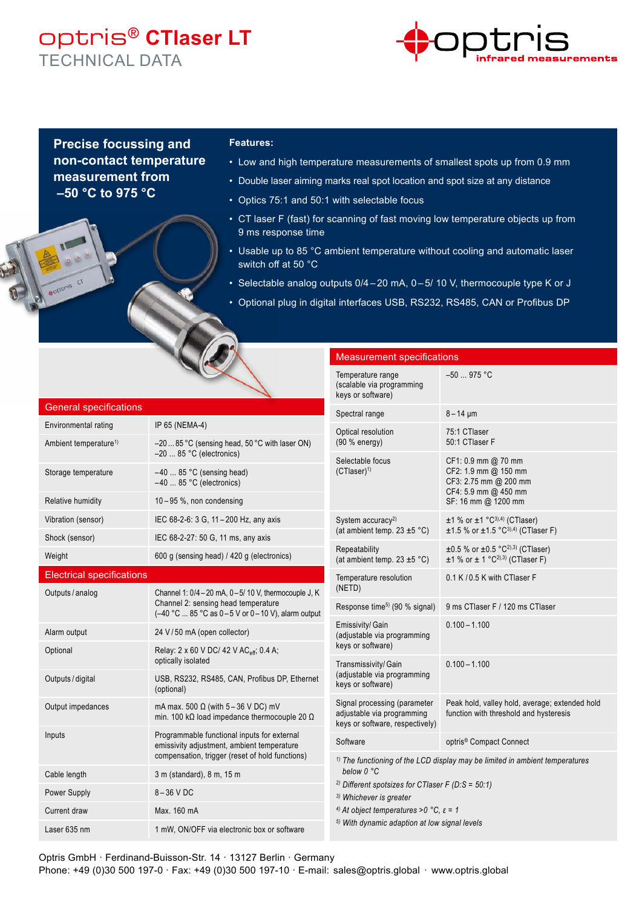# optris® CTlaser LT

TECHNICAL DATA

**Precise focussing and non-contact temperature measurement from –50 °C to 975 °C**

**Features:**

- Low and high temperature measurements of smallest spots up from 0.9 mm
- Double laser aiming marks real spot location and spot size at any distance
- Optics 75:1 and 50:1 with selectable focus
- CT laser F (fast) for scanning of fast moving low temperature objects up from 9 ms response time
- Usable up to 85 °C ambient temperature without cooling and automatic laser switch off at 50 °C
- Selectable analog outputs 0/4 – 20 mA, 0 – 5/ 10 V, thermocouple type K or J
- Optional plug in digital interfaces USB, RS232, RS485, CAN or Profibus DP

## General specifications

| | |
|---|---|
| Environmental rating | IP 65 (NEMA-4) |
| Ambient temperature[1] | –20 ... 85 °C (sensing head, 50 °C with laser ON)<br>–20 ... 85 °C (electronics) |
| Storage temperature | –40 ... 85 °C (sensing head)<br>–40 ... 85 °C (electronics) |
| Relative humidity | 10 – 95 %, non condensing |
| Vibration (sensor) | IEC 68-2-6: 3 G, 11 – 200 Hz, any axis |
| Shock (sensor) | IEC 68-2-27: 50 G, 11 ms, any axis |
| Weight | 600 g (sensing head) / 420 g (electronics) |

## Electrical specifications

| | |
|---|---|
| Outputs / analog | Channel 1: 0/4 – 20 mA, 0 – 5/ 10 V, thermocouple J, K<br>Channel 2: sensing head temperature (–40 °C ... 85 °C as 0 – 5 V or 0 – 10 V), alarm output |
| Alarm output | 24 V / 50 mA (open collector) |
| Optional | Relay: 2 x 60 V DC/ 42 V $AC_{eff}$; 0.4 A; optically isolated |
| Outputs / digital | USB, RS232, RS485, CAN, Profibus DP, Ethernet (optional) |
| Output impedances | mA max. 500 Ω (with 5 – 36 V DC) mV<br>min. 100 kΩ load impedance thermocouple 20 Ω |
| Inputs | Programmable functional inputs for external emissivity adjustment, ambient temperature compensation, trigger (reset of hold functions) |
| Cable length | 3 m (standard), 8 m, 15 m |
| Power Supply | 8 – 36 V DC |
| Current draw | Max. 160 mA |
| Laser 635 nm | 1 mW, ON/OFF via electronic box or software |

## Measurement specifications

| | |
|---|---|
| Temperature range (scalable via programming keys or software) | –50 ... 975 °C |
| Spectral range | 8 – 14 µm |
| Optical resolution (90 % energy) | 75:1 CTlaser<br>50:1 CTlaser F |
| Selectable focus (CTlaser)[1] | CF1: 0.9 mm @ 70 mm<br>CF2: 1.9 mm @ 150 mm<br>CF3: 2.75 mm @ 200 mm<br>CF4: 5.9 mm @ 450 mm<br>SF: 16 mm @ 1200 mm |
| System accuracy[2] (at ambient temp. 23 ±5 °C) | ±1 % or ±1 °C[3,4] (CTlaser)<br>±1.5 % or ±1.5 °C[3,4] (CTlaser F) |
| Repeatability (at ambient temp. 23 ±5 °C) | ±0.5 % or ±0.5 °C[2,3] (CTlaser)<br>±1 % or ± 1 °C[2,3] (CTlaser F) |
| Temperature resolution (NETD) | 0.1 K / 0.5 K with CTlaser F |
| Response time[5] (90 % signal) | 9 ms CTlaser F / 120 ms CTlaser |
| Emissivity/ Gain (adjustable via programming keys or software) | 0.100 – 1.100 |
| Transmissivity/ Gain (adjustable via programming keys or software) | 0.100 – 1.100 |
| Signal processing (parameter adjustable via programming keys or software, respectively) | Peak hold, valley hold, average; extended hold function with threshold and hysteresis |
| Software | optris® Compact Connect |

*[1] The functioning of the LCD display may be limited in ambient temperatures below 0 °C*

*[2] Different spotsizes for CTlaser F (D:S = 50:1)*

*[3] Whichever is greater*

*[4] At object temperatures >0 °C, ε = 1*

*[5] With dynamic adaption at low signal levels*

Optris GmbH · Ferdinand-Buisson-Str. 14 · 13127 Berlin · Germany
Phone: +49 (0)30 500 197-0 · Fax: +49 (0)30 500 197-10 · E-mail: sales@optris.global · www.optris.global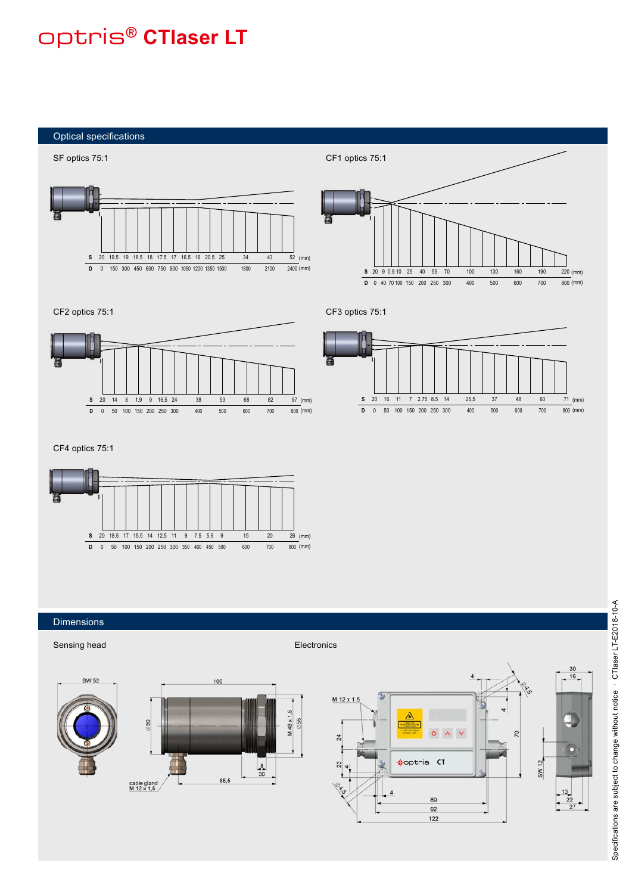# optris® CTlaser LT

## Optical specifications

SF optics 75:1

S 20 19.5 19 18.5 18 17.5 17 16.5 16 20.5 25 34 43 52 (mm)
D 0 150 300 450 600 750 900 1050 1200 1350 1500 1800 2100 2400 (mm)

CF1 optics 75:1

S 20 9 0.9 10 25 40 55 70 100 130 160 190 220 (mm)
D 0 40 70 100 150 200 250 300 400 500 600 700 800 (mm)

CF2 optics 75:1

S 20 14 8 1.9 9 16.5 24 38 53 68 82 97 (mm)
D 0 50 100 150 200 250 300 400 500 600 700 800 (mm)

CF3 optics 75:1

S 20 16 11 7 2.75 8.5 14 25,5 37 48 60 71 (mm)
D 0 50 100 150 200 250 300 400 500 600 700 800 (mm)

CF4 optics 75:1

S 20 18.5 17 15.5 14 12.5 11 9 7.5 5.9 9 15 20 26 (mm)
D 0 50 100 150 200 250 300 350 400 450 500 600 700 800 (mm)

## Dimensions

Sensing head

SW 52
100
∅50
M 48 x 1,5
∅55
8
30
85,5
cable gland M 12 x 1,5

Electronics

M 12 x 1,5
4
∅4,5
4
70
24
23
4
∅4,5
4
89
92
122
30
16
SW 12
13
22
27

Specifications are subject to change without notice · CTlaser LT-E2018-10-A